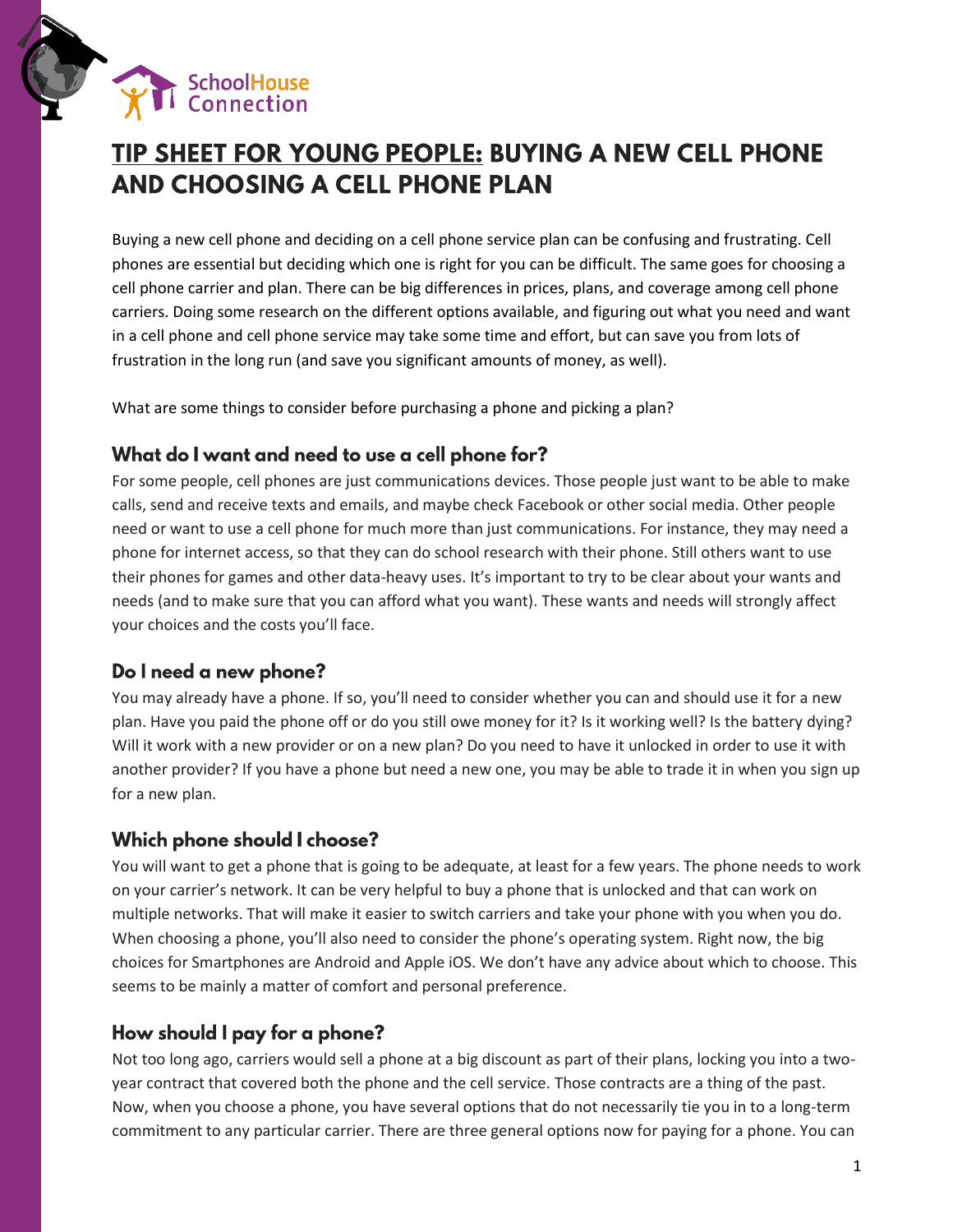SchoolHouse Connection

# TIP SHEET FOR YOUNG PEOPLE: BUYING A NEW CELL PHONE AND CHOOSING A CELL PHONE PLAN

Buying a new cell phone and deciding on a cell phone service plan can be confusing and frustrating. Cell phones are essential but deciding which one is right for you can be difficult. The same goes for choosing a cell phone carrier and plan. There can be big differences in prices, plans, and coverage among cell phone carriers. Doing some research on the different options available, and figuring out what you need and want in a cell phone and cell phone service may take some time and effort, but can save you from lots of frustration in the long run (and save you significant amounts of money, as well).

What are some things to consider before purchasing a phone and picking a plan?

## What do I want and need to use a cell phone for?

For some people, cell phones are just communications devices. Those people just want to be able to make calls, send and receive texts and emails, and maybe check Facebook or other social media. Other people need or want to use a cell phone for much more than just communications. For instance, they may need a phone for internet access, so that they can do school research with their phone. Still others want to use their phones for games and other data-heavy uses. It's important to try to be clear about your wants and needs (and to make sure that you can afford what you want). These wants and needs will strongly affect your choices and the costs you'll face.

## Do I need a new phone?

You may already have a phone. If so, you'll need to consider whether you can and should use it for a new plan. Have you paid the phone off or do you still owe money for it? Is it working well? Is the battery dying? Will it work with a new provider or on a new plan? Do you need to have it unlocked in order to use it with another provider? If you have a phone but need a new one, you may be able to trade it in when you sign up for a new plan.

## Which phone should I choose?

You will want to get a phone that is going to be adequate, at least for a few years. The phone needs to work on your carrier's network. It can be very helpful to buy a phone that is unlocked and that can work on multiple networks. That will make it easier to switch carriers and take your phone with you when you do. When choosing a phone, you'll also need to consider the phone's operating system. Right now, the big choices for Smartphones are Android and Apple iOS. We don't have any advice about which to choose. This seems to be mainly a matter of comfort and personal preference.

## How should I pay for a phone?

Not too long ago, carriers would sell a phone at a big discount as part of their plans, locking you into a two-year contract that covered both the phone and the cell service. Those contracts are a thing of the past. Now, when you choose a phone, you have several options that do not necessarily tie you in to a long-term commitment to any particular carrier. There are three general options now for paying for a phone. You can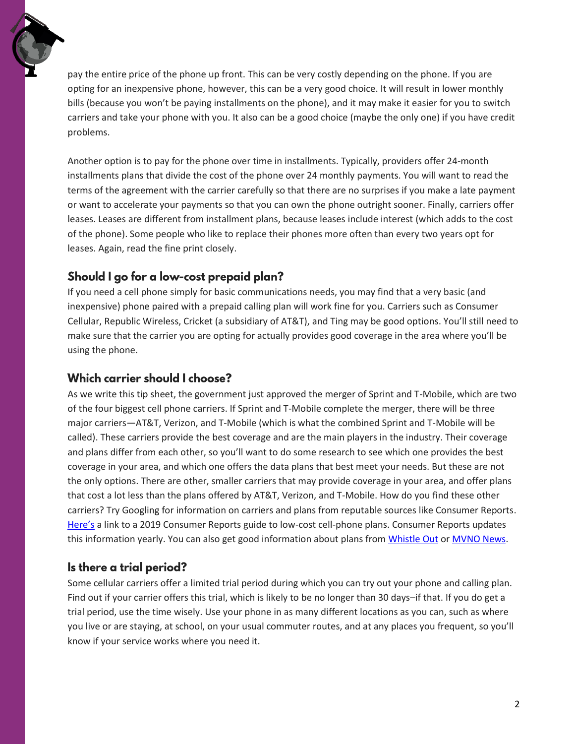pay the entire price of the phone up front. This can be very costly depending on the phone. If you are opting for an inexpensive phone, however, this can be a very good choice. It will result in lower monthly bills (because you won't be paying installments on the phone), and it may make it easier for you to switch carriers and take your phone with you. It also can be a good choice (maybe the only one) if you have credit problems.

Another option is to pay for the phone over time in installments. Typically, providers offer 24-month installments plans that divide the cost of the phone over 24 monthly payments. You will want to read the terms of the agreement with the carrier carefully so that there are no surprises if you make a late payment or want to accelerate your payments so that you can own the phone outright sooner. Finally, carriers offer leases. Leases are different from installment plans, because leases include interest (which adds to the cost of the phone). Some people who like to replace their phones more often than every two years opt for leases. Again, read the fine print closely.

## Should I go for a low-cost prepaid plan?

If you need a cell phone simply for basic communications needs, you may find that a very basic (and inexpensive) phone paired with a prepaid calling plan will work fine for you. Carriers such as Consumer Cellular, Republic Wireless, Cricket (a subsidiary of AT&T), and Ting may be good options. You'll still need to make sure that the carrier you are opting for actually provides good coverage in the area where you'll be using the phone.

## Which carrier should I choose?

As we write this tip sheet, the government just approved the merger of Sprint and T-Mobile, which are two of the four biggest cell phone carriers. If Sprint and T-Mobile complete the merger, there will be three major carriers—AT&T, Verizon, and T-Mobile (which is what the combined Sprint and T-Mobile will be called). These carriers provide the best coverage and are the main players in the industry. Their coverage and plans differ from each other, so you'll want to do some research to see which one provides the best coverage in your area, and which one offers the data plans that best meet your needs. But these are not the only options. There are other, smaller carriers that may provide coverage in your area, and offer plans that cost a lot less than the plans offered by AT&T, Verizon, and T-Mobile. How do you find these other carriers? Try Googling for information on carriers and plans from reputable sources like Consumer Reports. Here's a link to a 2019 Consumer Reports guide to low-cost cell-phone plans. Consumer Reports updates this information yearly. You can also get good information about plans from Whistle Out or MVNO News.

## Is there a trial period?

Some cellular carriers offer a limited trial period during which you can try out your phone and calling plan. Find out if your carrier offers this trial, which is likely to be no longer than 30 days–if that. If you do get a trial period, use the time wisely. Use your phone in as many different locations as you can, such as where you live or are staying, at school, on your usual commuter routes, and at any places you frequent, so you'll know if your service works where you need it.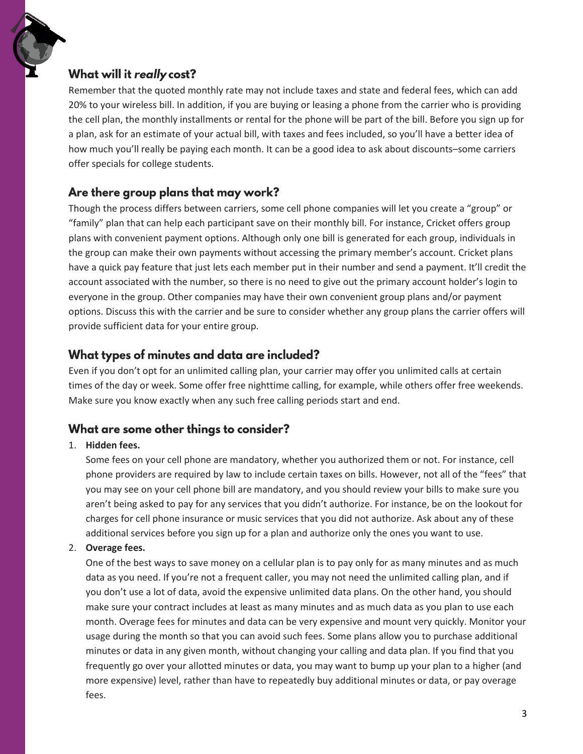## What will it *really* cost?

Remember that the quoted monthly rate may not include taxes and state and federal fees, which can add 20% to your wireless bill. In addition, if you are buying or leasing a phone from the carrier who is providing the cell plan, the monthly installments or rental for the phone will be part of the bill. Before you sign up for a plan, ask for an estimate of your actual bill, with taxes and fees included, so you'll have a better idea of how much you'll really be paying each month. It can be a good idea to ask about discounts–some carriers offer specials for college students.

## Are there group plans that may work?

Though the process differs between carriers, some cell phone companies will let you create a "group" or "family" plan that can help each participant save on their monthly bill. For instance, Cricket offers group plans with convenient payment options. Although only one bill is generated for each group, individuals in the group can make their own payments without accessing the primary member's account. Cricket plans have a quick pay feature that just lets each member put in their number and send a payment. It'll credit the account associated with the number, so there is no need to give out the primary account holder's login to everyone in the group. Other companies may have their own convenient group plans and/or payment options. Discuss this with the carrier and be sure to consider whether any group plans the carrier offers will provide sufficient data for your entire group.

## What types of minutes and data are included?

Even if you don't opt for an unlimited calling plan, your carrier may offer you unlimited calls at certain times of the day or week. Some offer free nighttime calling, for example, while others offer free weekends. Make sure you know exactly when any such free calling periods start and end.

## What are some other things to consider?

1. **Hidden fees.**
   Some fees on your cell phone are mandatory, whether you authorized them or not. For instance, cell phone providers are required by law to include certain taxes on bills. However, not all of the "fees" that you may see on your cell phone bill are mandatory, and you should review your bills to make sure you aren't being asked to pay for any services that you didn't authorize. For instance, be on the lookout for charges for cell phone insurance or music services that you did not authorize. Ask about any of these additional services before you sign up for a plan and authorize only the ones you want to use.
2. **Overage fees.**
   One of the best ways to save money on a cellular plan is to pay only for as many minutes and as much data as you need. If you're not a frequent caller, you may not need the unlimited calling plan, and if you don't use a lot of data, avoid the expensive unlimited data plans. On the other hand, you should make sure your contract includes at least as many minutes and as much data as you plan to use each month. Overage fees for minutes and data can be very expensive and mount very quickly. Monitor your usage during the month so that you can avoid such fees. Some plans allow you to purchase additional minutes or data in any given month, without changing your calling and data plan. If you find that you frequently go over your allotted minutes or data, you may want to bump up your plan to a higher (and more expensive) level, rather than have to repeatedly buy additional minutes or data, or pay overage fees.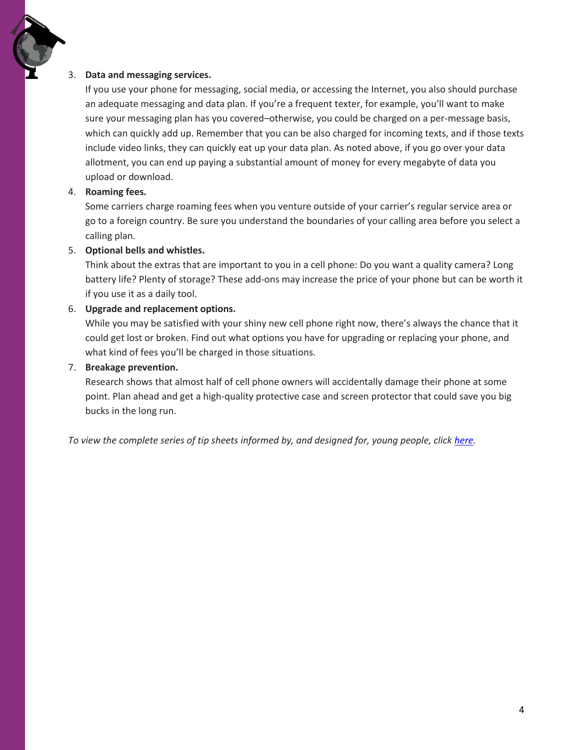3. **Data and messaging services.**
   If you use your phone for messaging, social media, or accessing the Internet, you also should purchase an adequate messaging and data plan. If you're a frequent texter, for example, you'll want to make sure your messaging plan has you covered–otherwise, you could be charged on a per-message basis, which can quickly add up. Remember that you can be also charged for incoming texts, and if those texts include video links, they can quickly eat up your data plan. As noted above, if you go over your data allotment, you can end up paying a substantial amount of money for every megabyte of data you upload or download.
4. **Roaming fees.**
   Some carriers charge roaming fees when you venture outside of your carrier's regular service area or go to a foreign country. Be sure you understand the boundaries of your calling area before you select a calling plan.
5. **Optional bells and whistles.**
   Think about the extras that are important to you in a cell phone: Do you want a quality camera? Long battery life? Plenty of storage? These add-ons may increase the price of your phone but can be worth it if you use it as a daily tool.
6. **Upgrade and replacement options.**
   While you may be satisfied with your shiny new cell phone right now, there's always the chance that it could get lost or broken. Find out what options you have for upgrading or replacing your phone, and what kind of fees you'll be charged in those situations.
7. **Breakage prevention.**
   Research shows that almost half of cell phone owners will accidentally damage their phone at some point. Plan ahead and get a high-quality protective case and screen protector that could save you big bucks in the long run.

*To view the complete series of tip sheets informed by, and designed for, young people, click here.*